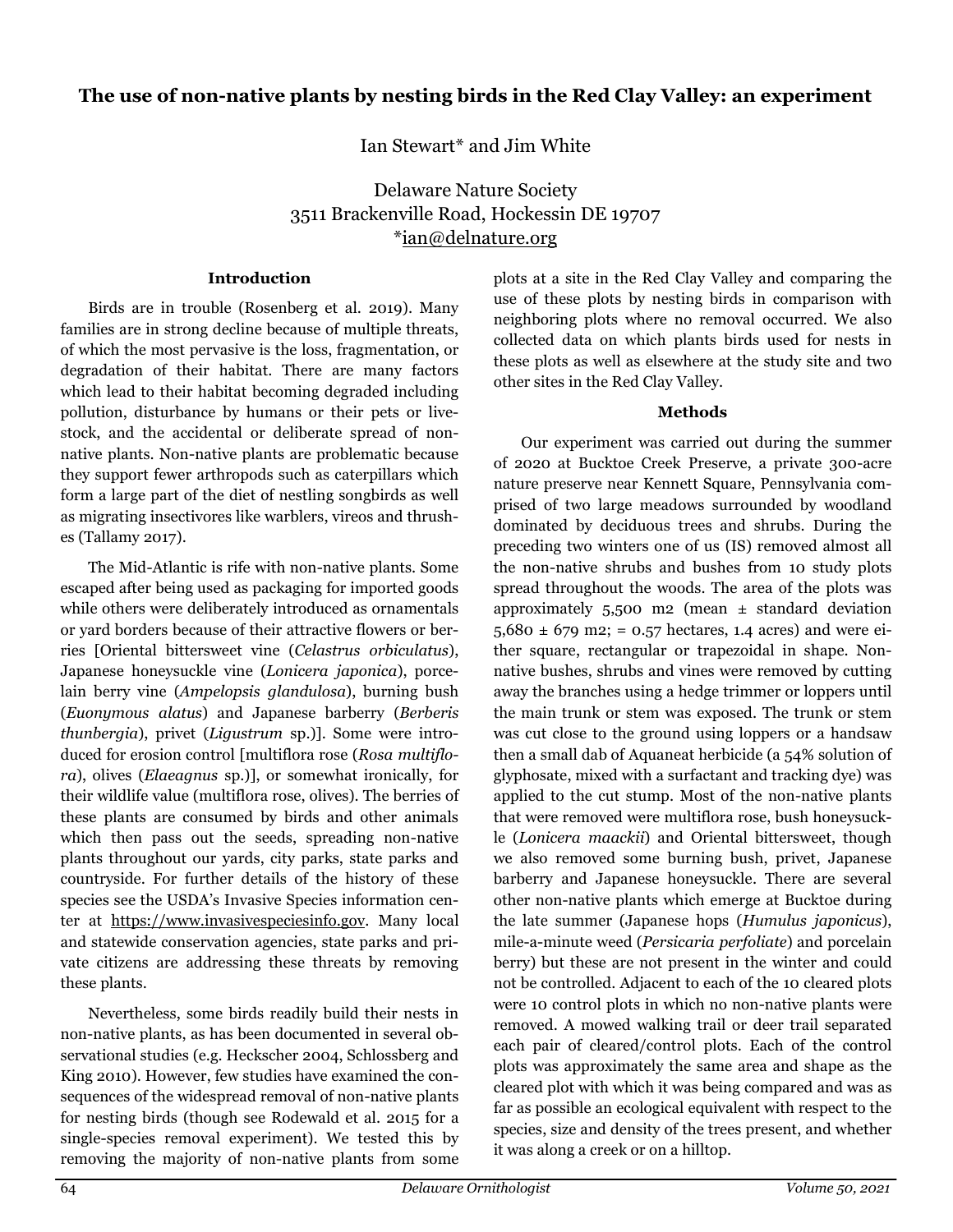# The use of non-native plants by nesting birds in the Red Clay Valley: an experiment

Ian Stewart* and Jim White

Delaware Nature Society
3511 Brackenville Road, Hockessin DE 19707
*ian@delnature.org

## Introduction

Birds are in trouble (Rosenberg et al. 2019). Many families are in strong decline because of multiple threats, of which the most pervasive is the loss, fragmentation, or degradation of their habitat. There are many factors which lead to their habitat becoming degraded including pollution, disturbance by humans or their pets or livestock, and the accidental or deliberate spread of non-native plants. Non-native plants are problematic because they support fewer arthropods such as caterpillars which form a large part of the diet of nestling songbirds as well as migrating insectivores like warblers, vireos and thrushes (Tallamy 2017).

The Mid-Atlantic is rife with non-native plants. Some escaped after being used as packaging for imported goods while others were deliberately introduced as ornamentals or yard borders because of their attractive flowers or berries [Oriental bittersweet vine (*Celastrus orbiculatus*), Japanese honeysuckle vine (*Lonicera japonica*), porcelain berry vine (*Ampelopsis glandulosa*), burning bush (*Euonymous alatus*) and Japanese barberry (*Berberis thunbergia*), privet (*Ligustrum* sp.)]. Some were introduced for erosion control [multiflora rose (*Rosa multiflora*), olives (*Elaeagnus* sp.)], or somewhat ironically, for their wildlife value (multiflora rose, olives). The berries of these plants are consumed by birds and other animals which then pass out the seeds, spreading non-native plants throughout our yards, city parks, state parks and countryside. For further details of the history of these species see the USDA's Invasive Species information center at https://www.invasivespeciesinfo.gov. Many local and statewide conservation agencies, state parks and private citizens are addressing these threats by removing these plants.

Nevertheless, some birds readily build their nests in non-native plants, as has been documented in several observational studies (e.g. Heckscher 2004, Schlossberg and King 2010). However, few studies have examined the consequences of the widespread removal of non-native plants for nesting birds (though see Rodewald et al. 2015 for a single-species removal experiment). We tested this by removing the majority of non-native plants from some plots at a site in the Red Clay Valley and comparing the use of these plots by nesting birds in comparison with neighboring plots where no removal occurred. We also collected data on which plants birds used for nests in these plots as well as elsewhere at the study site and two other sites in the Red Clay Valley.

## Methods

Our experiment was carried out during the summer of 2020 at Bucktoe Creek Preserve, a private 300-acre nature preserve near Kennett Square, Pennsylvania comprised of two large meadows surrounded by woodland dominated by deciduous trees and shrubs. During the preceding two winters one of us (IS) removed almost all the non-native shrubs and bushes from 10 study plots spread throughout the woods. The area of the plots was approximately 5,500 m2 (mean ± standard deviation 5,680 ± 679 m2; = 0.57 hectares, 1.4 acres) and were either square, rectangular or trapezoidal in shape. Non-native bushes, shrubs and vines were removed by cutting away the branches using a hedge trimmer or loppers until the main trunk or stem was exposed. The trunk or stem was cut close to the ground using loppers or a handsaw then a small dab of Aquaneat herbicide (a 54% solution of glyphosate, mixed with a surfactant and tracking dye) was applied to the cut stump. Most of the non-native plants that were removed were multiflora rose, bush honeysuckle (*Lonicera maackii*) and Oriental bittersweet, though we also removed some burning bush, privet, Japanese barberry and Japanese honeysuckle. There are several other non-native plants which emerge at Bucktoe during the late summer (Japanese hops (*Humulus japonicus*), mile-a-minute weed (*Persicaria perfoliate*) and porcelain berry) but these are not present in the winter and could not be controlled. Adjacent to each of the 10 cleared plots were 10 control plots in which no non-native plants were removed. A mowed walking trail or deer trail separated each pair of cleared/control plots. Each of the control plots was approximately the same area and shape as the cleared plot with which it was being compared and was as far as possible an ecological equivalent with respect to the species, size and density of the trees present, and whether it was along a creek or on a hilltop.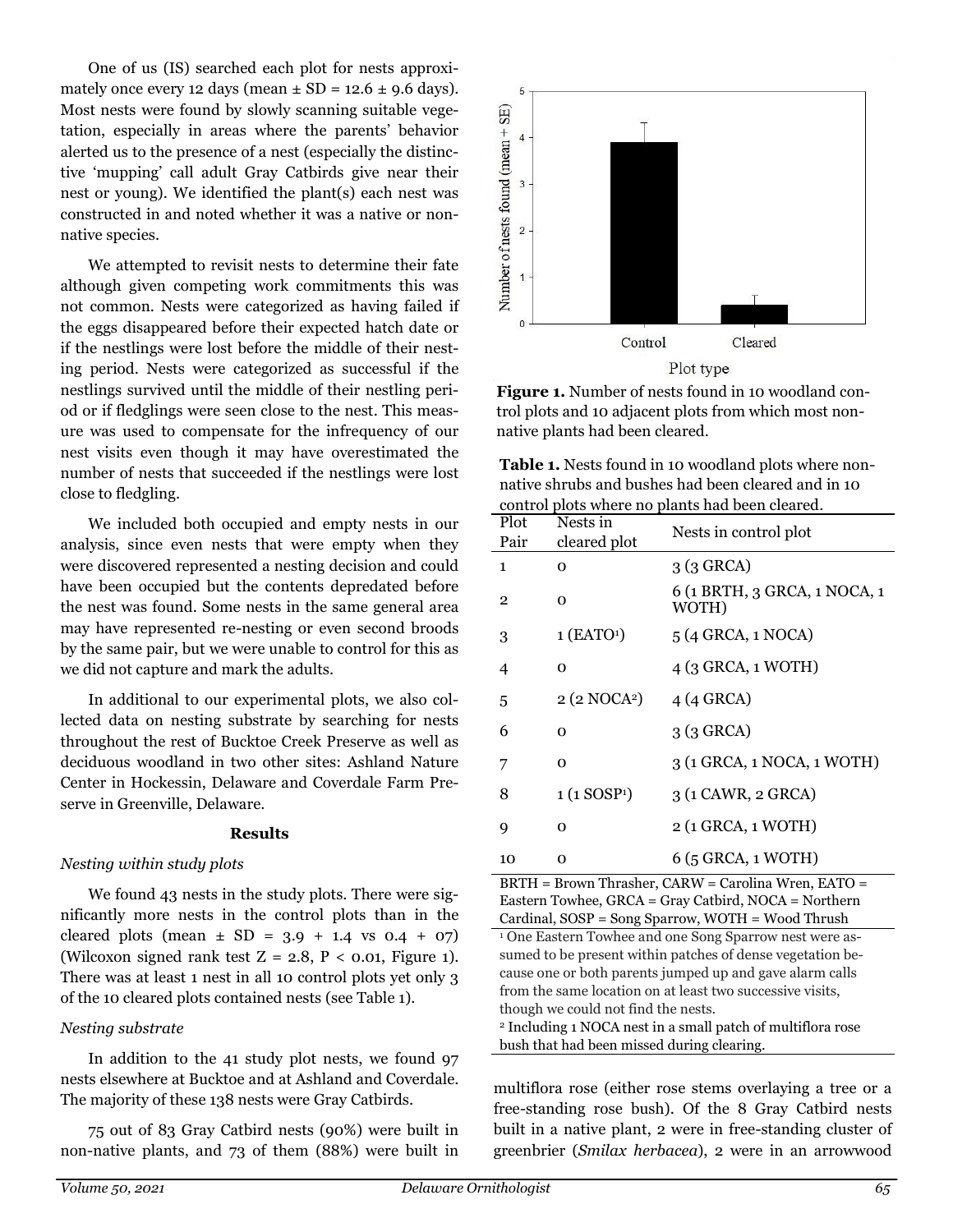One of us (IS) searched each plot for nests approximately once every 12 days (mean ± SD = 12.6 ± 9.6 days). Most nests were found by slowly scanning suitable vegetation, especially in areas where the parents' behavior alerted us to the presence of a nest (especially the distinctive 'mupping' call adult Gray Catbirds give near their nest or young). We identified the plant(s) each nest was constructed in and noted whether it was a native or non-native species.

We attempted to revisit nests to determine their fate although given competing work commitments this was not common. Nests were categorized as having failed if the eggs disappeared before their expected hatch date or if the nestlings were lost before the middle of their nesting period. Nests were categorized as successful if the nestlings survived until the middle of their nestling period or if fledglings were seen close to the nest. This measure was used to compensate for the infrequency of our nest visits even though it may have overestimated the number of nests that succeeded if the nestlings were lost close to fledgling.

We included both occupied and empty nests in our analysis, since even nests that were empty when they were discovered represented a nesting decision and could have been occupied but the contents depredated before the nest was found. Some nests in the same general area may have represented re-nesting or even second broods by the same pair, but we were unable to control for this as we did not capture and mark the adults.

In additional to our experimental plots, we also collected data on nesting substrate by searching for nests throughout the rest of Bucktoe Creek Preserve as well as deciduous woodland in two other sites: Ashland Nature Center in Hockessin, Delaware and Coverdale Farm Preserve in Greenville, Delaware.

## Results

### *Nesting within study plots*

We found 43 nests in the study plots. There were significantly more nests in the control plots than in the cleared plots (mean ± SD = 3.9 + 1.4 vs 0.4 + 07) (Wilcoxon signed rank test $Z = 2.8$, $P < 0.01$, Figure 1). There was at least 1 nest in all 10 control plots yet only 3 of the 10 cleared plots contained nests (see Table 1).

**Figure 1.** Number of nests found in 10 woodland control plots and 10 adjacent plots from which most non-native plants had been cleared.

**Table 1.** Nests found in 10 woodland plots where non-native shrubs and bushes had been cleared and in 10 control plots where no plants had been cleared.

| Plot Pair | Nests in cleared plot | Nests in control plot |
|---|---|---|
| 1 | 0 | 3 (3 GRCA) |
| 2 | 0 | 6 (1 BRTH, 3 GRCA, 1 NOCA, 1 WOTH) |
| 3 | 1 (EATO[1]) | 5 (4 GRCA, 1 NOCA) |
| 4 | 0 | 4 (3 GRCA, 1 WOTH) |
| 5 | 2 (2 NOCA[2]) | 4 (4 GRCA) |
| 6 | 0 | 3 (3 GRCA) |
| 7 | 0 | 3 (1 GRCA, 1 NOCA, 1 WOTH) |
| 8 | 1 (1 SOSP[1]) | 3 (1 CAWR, 2 GRCA) |
| 9 | 0 | 2 (1 GRCA, 1 WOTH) |
| 10 | 0 | 6 (5 GRCA, 1 WOTH) |

BRTH = Brown Thrasher, CARW = Carolina Wren, EATO = Eastern Towhee, GRCA = Gray Catbird, NOCA = Northern Cardinal, SOSP = Song Sparrow, WOTH = Wood Thrush

[1] One Eastern Towhee and one Song Sparrow nest were assumed to be present within patches of dense vegetation because one or both parents jumped up and gave alarm calls from the same location on at least two successive visits, though we could not find the nests.

[2] Including 1 NOCA nest in a small patch of multiflora rose bush that had been missed during clearing.

### *Nesting substrate*

In addition to the 41 study plot nests, we found 97 nests elsewhere at Bucktoe and at Ashland and Coverdale. The majority of these 138 nests were Gray Catbirds.

75 out of 83 Gray Catbird nests (90%) were built in non-native plants, and 73 of them (88%) were built in multiflora rose (either rose stems overlaying a tree or a free-standing rose bush). Of the 8 Gray Catbird nests built in a native plant, 2 were in free-standing cluster of greenbrier (*Smilax herbacea*), 2 were in an arrowwood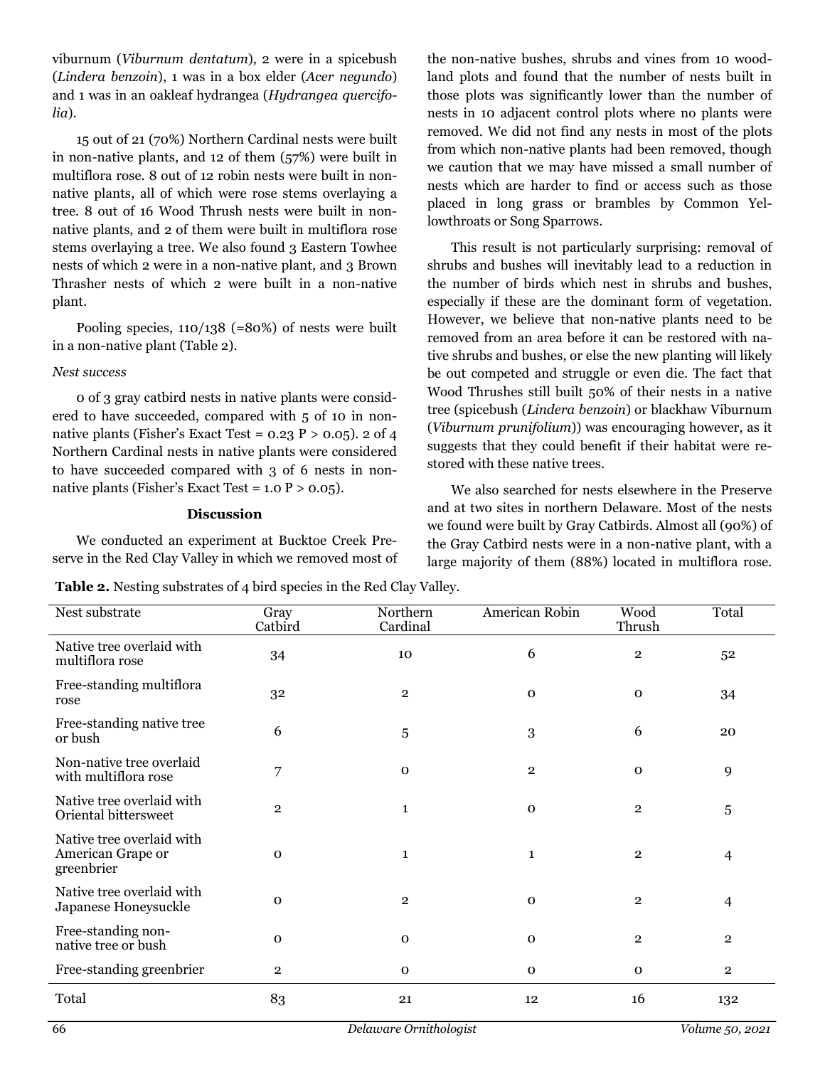viburnum (*Viburnum dentatum*), 2 were in a spicebush (*Lindera benzoin*), 1 was in a box elder (*Acer negundo*) and 1 was in an oakleaf hydrangea (*Hydrangea quercifolia*).

15 out of 21 (70%) Northern Cardinal nests were built in non-native plants, and 12 of them (57%) were built in multiflora rose. 8 out of 12 robin nests were built in non-native plants, all of which were rose stems overlaying a tree. 8 out of 16 Wood Thrush nests were built in non-native plants, and 2 of them were built in multiflora rose stems overlaying a tree. We also found 3 Eastern Towhee nests of which 2 were in a non-native plant, and 3 Brown Thrasher nests of which 2 were built in a non-native plant.

Pooling species, 110/138 (=80%) of nests were built in a non-native plant (Table 2).

*Nest success*

0 of 3 gray catbird nests in native plants were considered to have succeeded, compared with 5 of 10 in non-native plants (Fisher's Exact Test = 0.23 $P > 0.05$). 2 of 4 Northern Cardinal nests in native plants were considered to have succeeded compared with 3 of 6 nests in non-native plants (Fisher's Exact Test = 1.0 $P > 0.05$).

## Discussion

We conducted an experiment at Bucktoe Creek Preserve in the Red Clay Valley in which we removed most of the non-native bushes, shrubs and vines from 10 woodland plots and found that the number of nests built in those plots was significantly lower than the number of nests in 10 adjacent control plots where no plants were removed. We did not find any nests in most of the plots from which non-native plants had been removed, though we caution that we may have missed a small number of nests which are harder to find or access such as those placed in long grass or brambles by Common Yellowthroats or Song Sparrows.

This result is not particularly surprising: removal of shrubs and bushes will inevitably lead to a reduction in the number of birds which nest in shrubs and bushes, especially if these are the dominant form of vegetation. However, we believe that non-native plants need to be removed from an area before it can be restored with native shrubs and bushes, or else the new planting will likely be out competed and struggle or even die. The fact that Wood Thrushes still built 50% of their nests in a native tree (spicebush (*Lindera benzoin*) or blackhaw Viburnum (*Viburnum prunifolium*)) was encouraging however, as it suggests that they could benefit if their habitat were restored with these native trees.

We also searched for nests elsewhere in the Preserve and at two sites in northern Delaware. Most of the nests we found were built by Gray Catbirds. Almost all (90%) of the Gray Catbird nests were in a non-native plant, with a large majority of them (88%) located in multiflora rose.

**Table 2.** Nesting substrates of 4 bird species in the Red Clay Valley.

| Nest substrate | Gray Catbird | Northern Cardinal | American Robin | Wood Thrush | Total |
|---|---|---|---|---|---|
| Native tree overlaid with multiflora rose | 34 | 10 | 6 | 2 | 52 |
| Free-standing multiflora rose | 32 | 2 | 0 | 0 | 34 |
| Free-standing native tree or bush | 6 | 5 | 3 | 6 | 20 |
| Non-native tree overlaid with multiflora rose | 7 | 0 | 2 | 0 | 9 |
| Native tree overlaid with Oriental bittersweet | 2 | 1 | 0 | 2 | 5 |
| Native tree overlaid with American Grape or greenbrier | 0 | 1 | 1 | 2 | 4 |
| Native tree overlaid with Japanese Honeysuckle | 0 | 2 | 0 | 2 | 4 |
| Free-standing non-native tree or bush | 0 | 0 | 0 | 2 | 2 |
| Free-standing greenbrier | 2 | 0 | 0 | 0 | 2 |
| Total | 83 | 21 | 12 | 16 | 132 |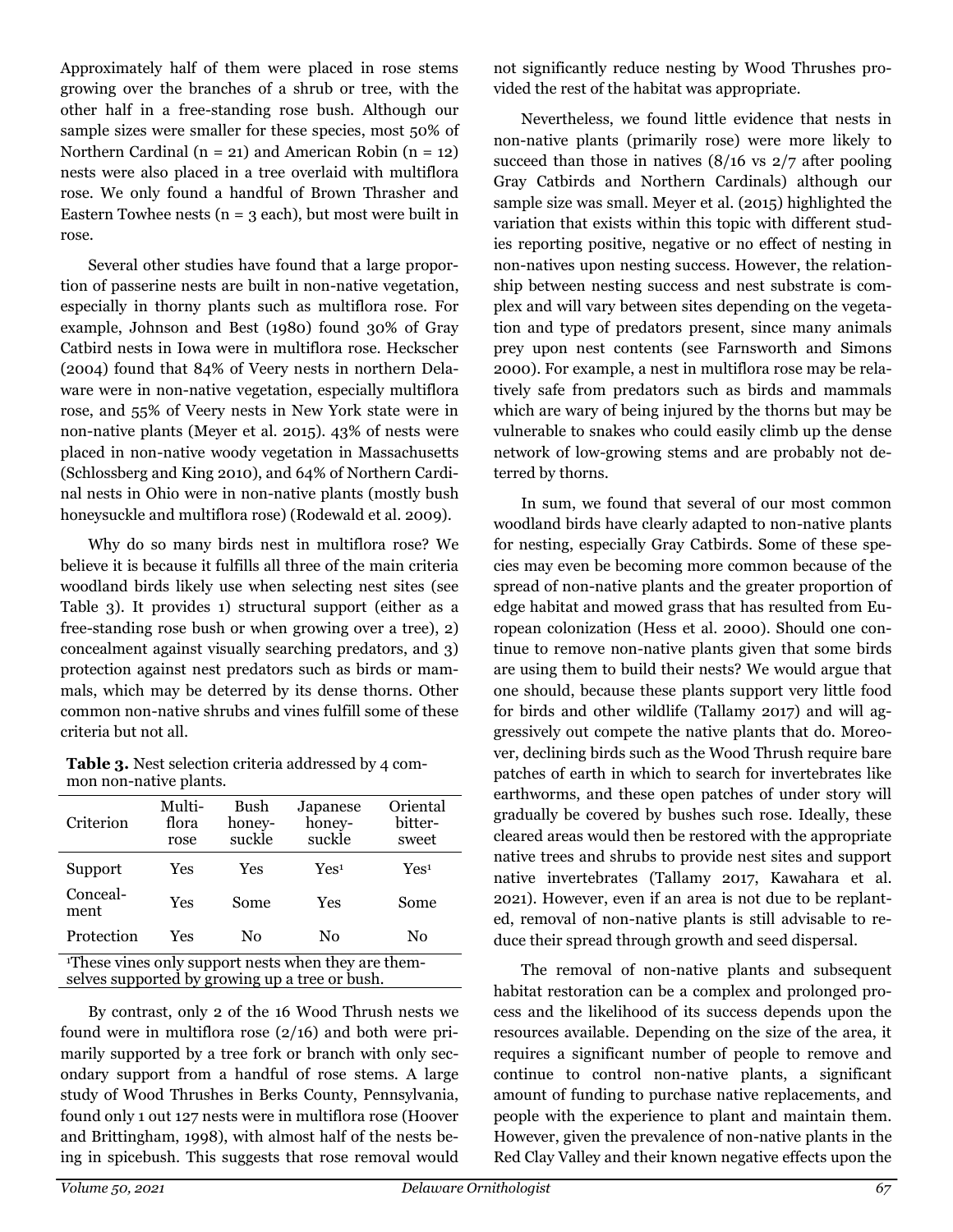Approximately half of them were placed in rose stems growing over the branches of a shrub or tree, with the other half in a free-standing rose bush. Although our sample sizes were smaller for these species, most 50% of Northern Cardinal (n = 21) and American Robin (n = 12) nests were also placed in a tree overlaid with multiflora rose. We only found a handful of Brown Thrasher and Eastern Towhee nests (n = 3 each), but most were built in rose.

Several other studies have found that a large proportion of passerine nests are built in non-native vegetation, especially in thorny plants such as multiflora rose. For example, Johnson and Best (1980) found 30% of Gray Catbird nests in Iowa were in multiflora rose. Heckscher (2004) found that 84% of Veery nests in northern Delaware were in non-native vegetation, especially multiflora rose, and 55% of Veery nests in New York state were in non-native plants (Meyer et al. 2015). 43% of nests were placed in non-native woody vegetation in Massachusetts (Schlossberg and King 2010), and 64% of Northern Cardinal nests in Ohio were in non-native plants (mostly bush honeysuckle and multiflora rose) (Rodewald et al. 2009).

Why do so many birds nest in multiflora rose? We believe it is because it fulfills all three of the main criteria woodland birds likely use when selecting nest sites (see Table 3). It provides 1) structural support (either as a free-standing rose bush or when growing over a tree), 2) concealment against visually searching predators, and 3) protection against nest predators such as birds or mammals, which may be deterred by its dense thorns. Other common non-native shrubs and vines fulfill some of these criteria but not all.

**Table 3.** Nest selection criteria addressed by 4 common non-native plants.

| Criterion | Multiflora rose | Bush honeysuckle | Japanese honeysuckle | Oriental bittersweet |
|---|---|---|---|---|
| Support | Yes | Yes | Yes[1] | Yes[1] |
| Concealment | Yes | Some | Yes | Some |
| Protection | Yes | No | No | No |

[1]These vines only support nests when they are themselves supported by growing up a tree or bush.

By contrast, only 2 of the 16 Wood Thrush nests we found were in multiflora rose (2/16) and both were primarily supported by a tree fork or branch with only secondary support from a handful of rose stems. A large study of Wood Thrushes in Berks County, Pennsylvania, found only 1 out 127 nests were in multiflora rose (Hoover and Brittingham, 1998), with almost half of the nests being in spicebush. This suggests that rose removal would not significantly reduce nesting by Wood Thrushes provided the rest of the habitat was appropriate.

Nevertheless, we found little evidence that nests in non-native plants (primarily rose) were more likely to succeed than those in natives (8/16 vs 2/7 after pooling Gray Catbirds and Northern Cardinals) although our sample size was small. Meyer et al. (2015) highlighted the variation that exists within this topic with different studies reporting positive, negative or no effect of nesting in non-natives upon nesting success. However, the relationship between nesting success and nest substrate is complex and will vary between sites depending on the vegetation and type of predators present, since many animals prey upon nest contents (see Farnsworth and Simons 2000). For example, a nest in multiflora rose may be relatively safe from predators such as birds and mammals which are wary of being injured by the thorns but may be vulnerable to snakes who could easily climb up the dense network of low-growing stems and are probably not deterred by thorns.

In sum, we found that several of our most common woodland birds have clearly adapted to non-native plants for nesting, especially Gray Catbirds. Some of these species may even be becoming more common because of the spread of non-native plants and the greater proportion of edge habitat and mowed grass that has resulted from European colonization (Hess et al. 2000). Should one continue to remove non-native plants given that some birds are using them to build their nests? We would argue that one should, because these plants support very little food for birds and other wildlife (Tallamy 2017) and will aggressively out compete the native plants that do. Moreover, declining birds such as the Wood Thrush require bare patches of earth in which to search for invertebrates like earthworms, and these open patches of under story will gradually be covered by bushes such rose. Ideally, these cleared areas would then be restored with the appropriate native trees and shrubs to provide nest sites and support native invertebrates (Tallamy 2017, Kawahara et al. 2021). However, even if an area is not due to be replanted, removal of non-native plants is still advisable to reduce their spread through growth and seed dispersal.

The removal of non-native plants and subsequent habitat restoration can be a complex and prolonged process and the likelihood of its success depends upon the resources available. Depending on the size of the area, it requires a significant number of people to remove and continue to control non-native plants, a significant amount of funding to purchase native replacements, and people with the experience to plant and maintain them. However, given the prevalence of non-native plants in the Red Clay Valley and their known negative effects upon the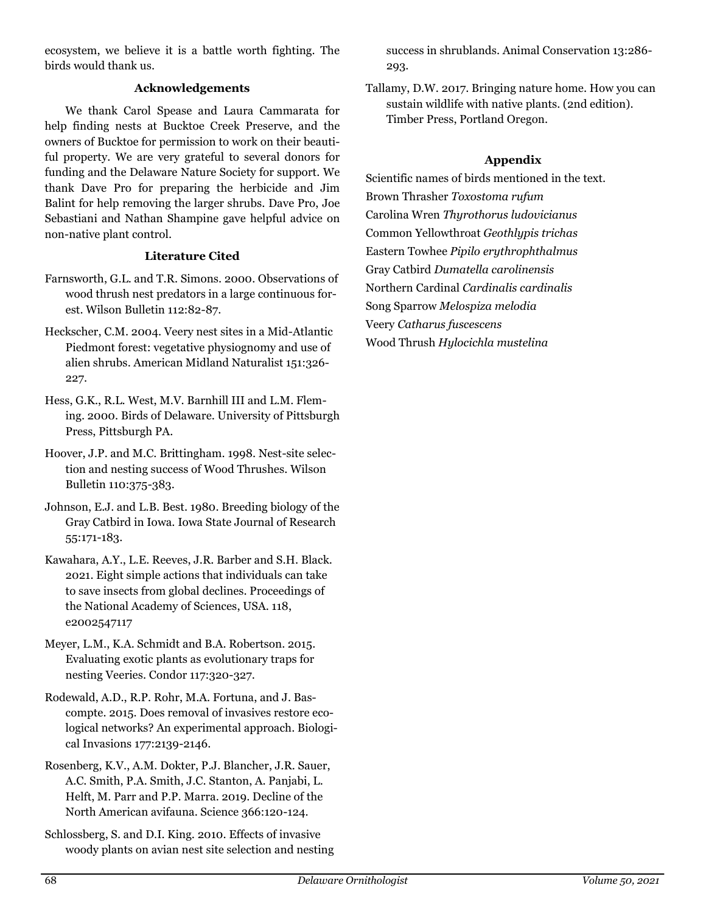ecosystem, we believe it is a battle worth fighting. The birds would thank us.

### Acknowledgements

We thank Carol Spease and Laura Cammarata for help finding nests at Bucktoe Creek Preserve, and the owners of Bucktoe for permission to work on their beautiful property. We are very grateful to several donors for funding and the Delaware Nature Society for support. We thank Dave Pro for preparing the herbicide and Jim Balint for help removing the larger shrubs. Dave Pro, Joe Sebastiani and Nathan Shampine gave helpful advice on non-native plant control.

### Literature Cited

Farnsworth, G.L. and T.R. Simons. 2000. Observations of wood thrush nest predators in a large continuous forest. Wilson Bulletin 112:82-87.

Heckscher, C.M. 2004. Veery nest sites in a Mid-Atlantic Piedmont forest: vegetative physiognomy and use of alien shrubs. American Midland Naturalist 151:326-227.

Hess, G.K., R.L. West, M.V. Barnhill III and L.M. Fleming. 2000. Birds of Delaware. University of Pittsburgh Press, Pittsburgh PA.

Hoover, J.P. and M.C. Brittingham. 1998. Nest-site selection and nesting success of Wood Thrushes. Wilson Bulletin 110:375-383.

Johnson, E.J. and L.B. Best. 1980. Breeding biology of the Gray Catbird in Iowa. Iowa State Journal of Research 55:171-183.

Kawahara, A.Y., L.E. Reeves, J.R. Barber and S.H. Black. 2021. Eight simple actions that individuals can take to save insects from global declines. Proceedings of the National Academy of Sciences, USA. 118, e2002547117

Meyer, L.M., K.A. Schmidt and B.A. Robertson. 2015. Evaluating exotic plants as evolutionary traps for nesting Veeries. Condor 117:320-327.

Rodewald, A.D., R.P. Rohr, M.A. Fortuna, and J. Bascompte. 2015. Does removal of invasives restore ecological networks? An experimental approach. Biological Invasions 177:2139-2146.

Rosenberg, K.V., A.M. Dokter, P.J. Blancher, J.R. Sauer, A.C. Smith, P.A. Smith, J.C. Stanton, A. Panjabi, L. Helft, M. Parr and P.P. Marra. 2019. Decline of the North American avifauna. Science 366:120-124.

Schlossberg, S. and D.I. King. 2010. Effects of invasive woody plants on avian nest site selection and nesting success in shrublands. Animal Conservation 13:286-293.

Tallamy, D.W. 2017. Bringing nature home. How you can sustain wildlife with native plants. (2nd edition). Timber Press, Portland Oregon.

### Appendix

Scientific names of birds mentioned in the text.

Brown Thrasher *Toxostoma rufum*

Carolina Wren *Thyrothorus ludovicianus*

Common Yellowthroat *Geothlypis trichas*

Eastern Towhee *Pipilo erythrophthalmus*

Gray Catbird *Dumatella carolinensis*

Northern Cardinal *Cardinalis cardinalis*

Song Sparrow *Melospiza melodia*

Veery *Catharus fuscescens*

Wood Thrush *Hylocichla mustelina*